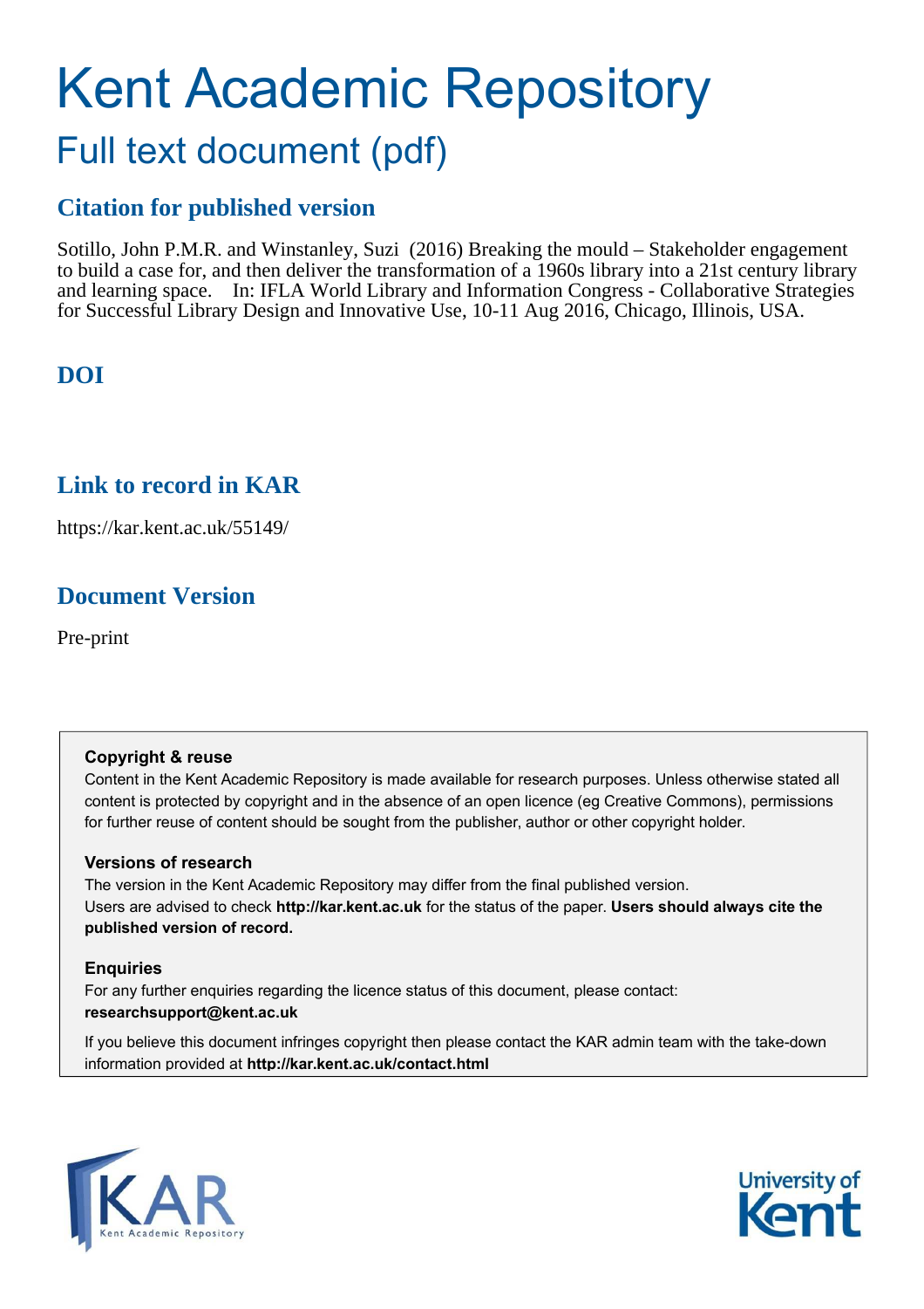# Kent Academic Repository

## Full text document (pdf)

### Citation for published version

Sotillo, John P.M.R. and Winstanley, Suzi (2016) Breaking the mould – Stakeholder engagement to build a case for, and then deliver the transformation of a 1960s library into a 21st century library and learning space. In: IFLA World Library and Information Congress - Collaborative Strategies for Successful Library Design and Innovative Use, 10-11 Aug 2016, Chicago, Illinois, USA.

### DOI

### Link to record in KAR

https://kar.kent.ac.uk/55149/

### Document Version

Pre-print

**Copyright & reuse**

Content in the Kent Academic Repository is made available for research purposes. Unless otherwise stated all content is protected by copyright and in the absence of an open licence (eg Creative Commons), permissions for further reuse of content should be sought from the publisher, author or other copyright holder.

**Versions of research**

The version in the Kent Academic Repository may differ from the final published version. Users are advised to check **http://kar.kent.ac.uk** for the status of the paper. **Users should always cite the published version of record.**

**Enquiries**

For any further enquiries regarding the licence status of this document, please contact: **researchsupport@kent.ac.uk**

If you believe this document infringes copyright then please contact the KAR admin team with the take-down information provided at **http://kar.kent.ac.uk/contact.html**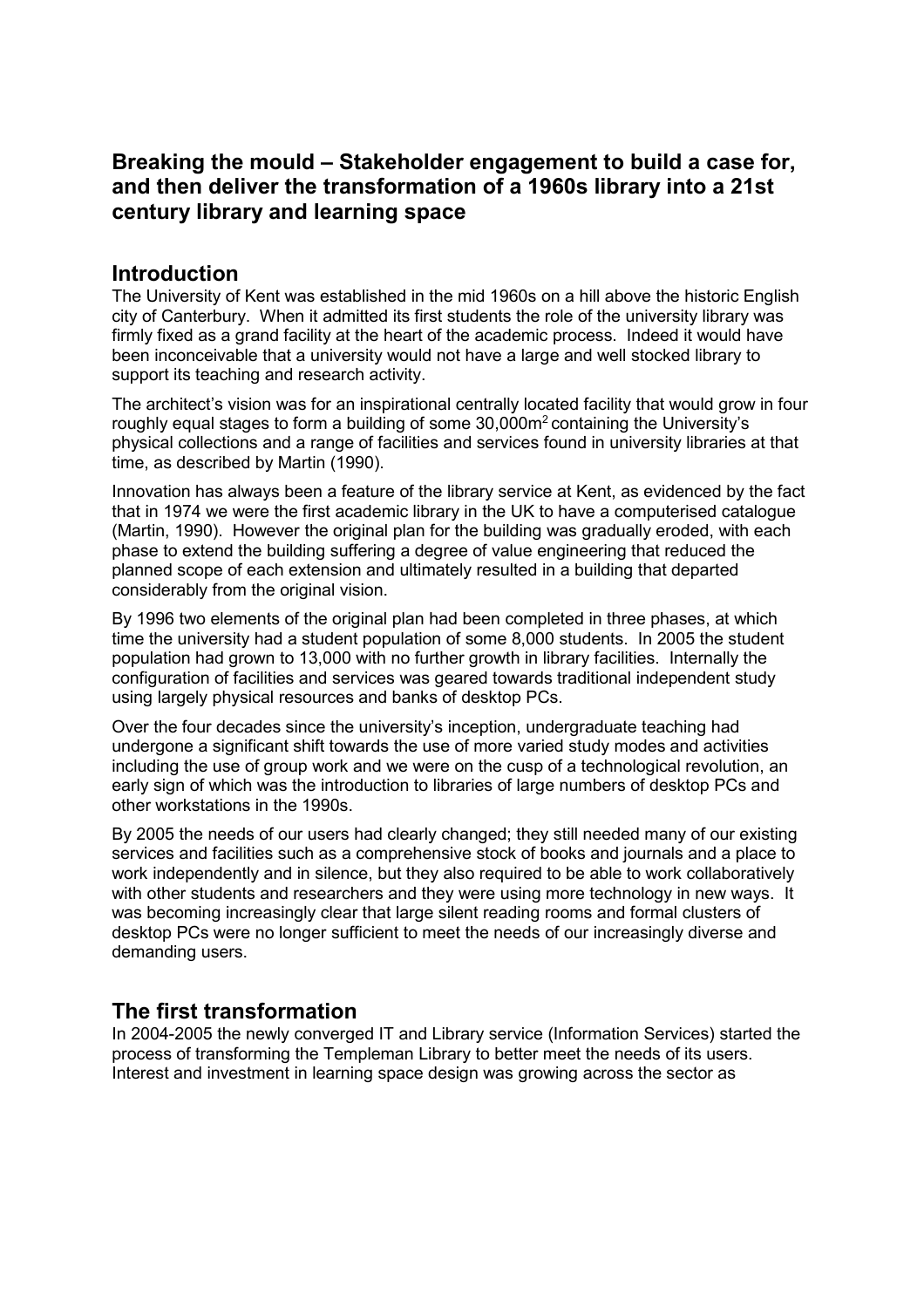## Breaking the mould – Stakeholder engagement to build a case for, and then deliver the transformation of a 1960s library into a 21st century library and learning space

## Introduction

The University of Kent was established in the mid 1960s on a hill above the historic English city of Canterbury. When it admitted its first students the role of the university library was firmly fixed as a grand facility at the heart of the academic process. Indeed it would have been inconceivable that a university would not have a large and well stocked library to support its teaching and research activity.

The architect's vision was for an inspirational centrally located facility that would grow in four roughly equal stages to form a building of some 30,000m$^2$ containing the University's physical collections and a range of facilities and services found in university libraries at that time, as described by Martin (1990).

Innovation has always been a feature of the library service at Kent, as evidenced by the fact that in 1974 we were the first academic library in the UK to have a computerised catalogue (Martin, 1990). However the original plan for the building was gradually eroded, with each phase to extend the building suffering a degree of value engineering that reduced the planned scope of each extension and ultimately resulted in a building that departed considerably from the original vision.

By 1996 two elements of the original plan had been completed in three phases, at which time the university had a student population of some 8,000 students. In 2005 the student population had grown to 13,000 with no further growth in library facilities. Internally the configuration of facilities and services was geared towards traditional independent study using largely physical resources and banks of desktop PCs.

Over the four decades since the university's inception, undergraduate teaching had undergone a significant shift towards the use of more varied study modes and activities including the use of group work and we were on the cusp of a technological revolution, an early sign of which was the introduction to libraries of large numbers of desktop PCs and other workstations in the 1990s.

By 2005 the needs of our users had clearly changed; they still needed many of our existing services and facilities such as a comprehensive stock of books and journals and a place to work independently and in silence, but they also required to be able to work collaboratively with other students and researchers and they were using more technology in new ways. It was becoming increasingly clear that large silent reading rooms and formal clusters of desktop PCs were no longer sufficient to meet the needs of our increasingly diverse and demanding users.

## The first transformation

In 2004-2005 the newly converged IT and Library service (Information Services) started the process of transforming the Templeman Library to better meet the needs of its users. Interest and investment in learning space design was growing across the sector as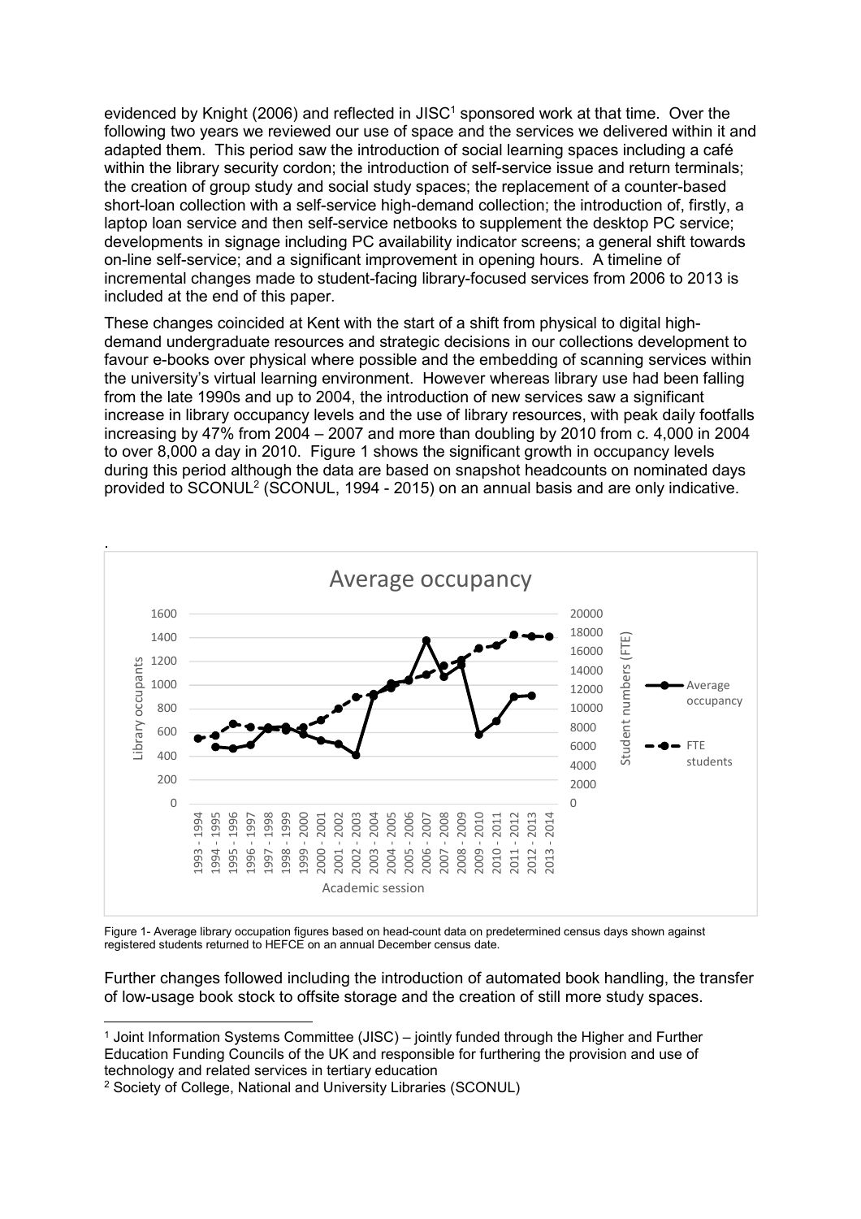evidenced by Knight (2006) and reflected in JISC[1] sponsored work at that time. Over the following two years we reviewed our use of space and the services we delivered within it and adapted them. This period saw the introduction of social learning spaces including a café within the library security cordon; the introduction of self-service issue and return terminals; the creation of group study and social study spaces; the replacement of a counter-based short-loan collection with a self-service high-demand collection; the introduction of, firstly, a laptop loan service and then self-service netbooks to supplement the desktop PC service; developments in signage including PC availability indicator screens; a general shift towards on-line self-service; and a significant improvement in opening hours. A timeline of incremental changes made to student-facing library-focused services from 2006 to 2013 is included at the end of this paper.

These changes coincided at Kent with the start of a shift from physical to digital high-demand undergraduate resources and strategic decisions in our collections development to favour e-books over physical where possible and the embedding of scanning services within the university's virtual learning environment. However whereas library use had been falling from the late 1990s and up to 2004, the introduction of new services saw a significant increase in library occupancy levels and the use of library resources, with peak daily footfalls increasing by 47% from 2004 – 2007 and more than doubling by 2010 from c. 4,000 in 2004 to over 8,000 a day in 2010. Figure 1 shows the significant growth in occupancy levels during this period although the data are based on snapshot headcounts on nominated days provided to SCONUL[2] (SCONUL, 1994 - 2015) on an annual basis and are only indicative.

Figure 1- Average library occupation figures based on head-count data on predetermined census days shown against registered students returned to HEFCE on an annual December census date.

Further changes followed including the introduction of automated book handling, the transfer of low-usage book stock to offsite storage and the creation of still more study spaces.

[1] Joint Information Systems Committee (JISC) – jointly funded through the Higher and Further Education Funding Councils of the UK and responsible for furthering the provision and use of technology and related services in tertiary education

[2] Society of College, National and University Libraries (SCONUL)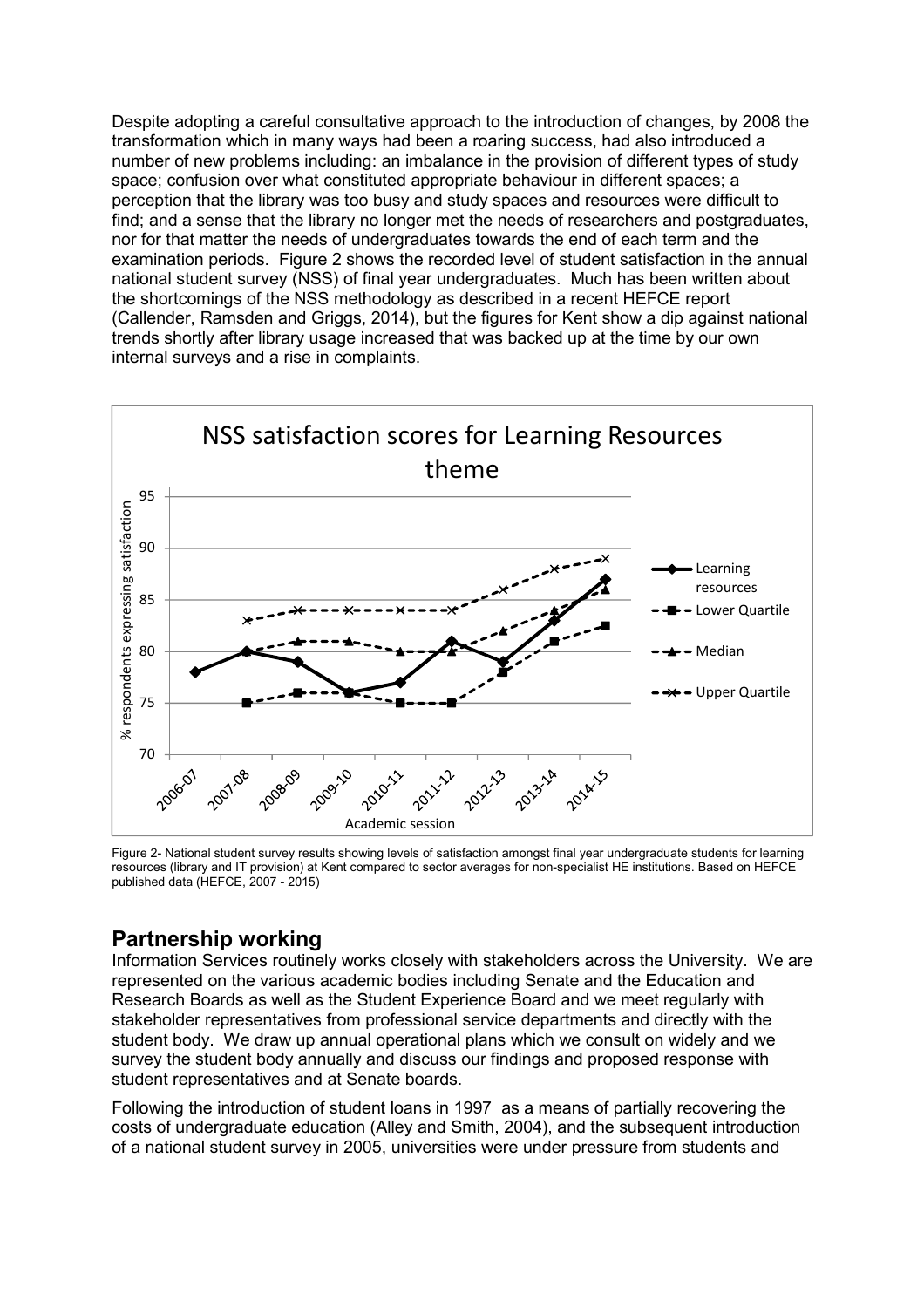Despite adopting a careful consultative approach to the introduction of changes, by 2008 the transformation which in many ways had been a roaring success, had also introduced a number of new problems including: an imbalance in the provision of different types of study space; confusion over what constituted appropriate behaviour in different spaces; a perception that the library was too busy and study spaces and resources were difficult to find; and a sense that the library no longer met the needs of researchers and postgraduates, nor for that matter the needs of undergraduates towards the end of each term and the examination periods. Figure 2 shows the recorded level of student satisfaction in the annual national student survey (NSS) of final year undergraduates. Much has been written about the shortcomings of the NSS methodology as described in a recent HEFCE report (Callender, Ramsden and Griggs, 2014), but the figures for Kent show a dip against national trends shortly after library usage increased that was backed up at the time by our own internal surveys and a rise in complaints.

Figure 2- National student survey results showing levels of satisfaction amongst final year undergraduate students for learning resources (library and IT provision) at Kent compared to sector averages for non-specialist HE institutions. Based on HEFCE published data (HEFCE, 2007 - 2015)

## Partnership working

Information Services routinely works closely with stakeholders across the University. We are represented on the various academic bodies including Senate and the Education and Research Boards as well as the Student Experience Board and we meet regularly with stakeholder representatives from professional service departments and directly with the student body. We draw up annual operational plans which we consult on widely and we survey the student body annually and discuss our findings and proposed response with student representatives and at Senate boards.

Following the introduction of student loans in 1997 as a means of partially recovering the costs of undergraduate education (Alley and Smith, 2004), and the subsequent introduction of a national student survey in 2005, universities were under pressure from students and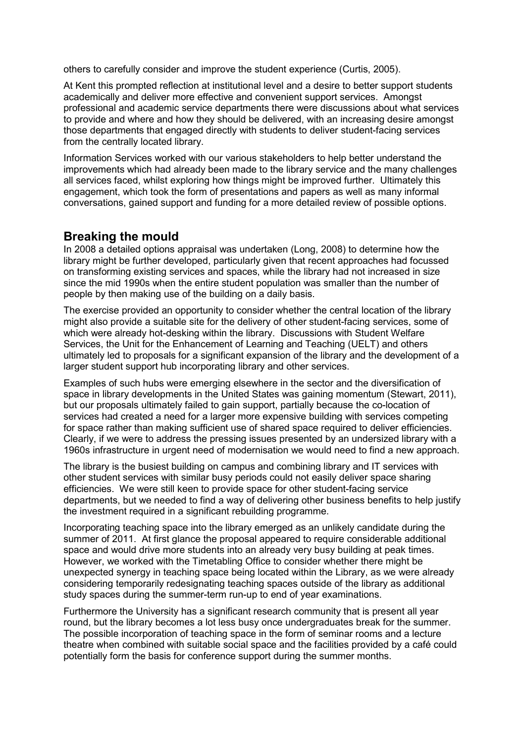others to carefully consider and improve the student experience (Curtis, 2005).

At Kent this prompted reflection at institutional level and a desire to better support students academically and deliver more effective and convenient support services. Amongst professional and academic service departments there were discussions about what services to provide and where and how they should be delivered, with an increasing desire amongst those departments that engaged directly with students to deliver student-facing services from the centrally located library.

Information Services worked with our various stakeholders to help better understand the improvements which had already been made to the library service and the many challenges all services faced, whilst exploring how things might be improved further. Ultimately this engagement, which took the form of presentations and papers as well as many informal conversations, gained support and funding for a more detailed review of possible options.

## Breaking the mould

In 2008 a detailed options appraisal was undertaken (Long, 2008) to determine how the library might be further developed, particularly given that recent approaches had focussed on transforming existing services and spaces, while the library had not increased in size since the mid 1990s when the entire student population was smaller than the number of people by then making use of the building on a daily basis.

The exercise provided an opportunity to consider whether the central location of the library might also provide a suitable site for the delivery of other student-facing services, some of which were already hot-desking within the library. Discussions with Student Welfare Services, the Unit for the Enhancement of Learning and Teaching (UELT) and others ultimately led to proposals for a significant expansion of the library and the development of a larger student support hub incorporating library and other services.

Examples of such hubs were emerging elsewhere in the sector and the diversification of space in library developments in the United States was gaining momentum (Stewart, 2011), but our proposals ultimately failed to gain support, partially because the co-location of services had created a need for a larger more expensive building with services competing for space rather than making sufficient use of shared space required to deliver efficiencies. Clearly, if we were to address the pressing issues presented by an undersized library with a 1960s infrastructure in urgent need of modernisation we would need to find a new approach.

The library is the busiest building on campus and combining library and IT services with other student services with similar busy periods could not easily deliver space sharing efficiencies. We were still keen to provide space for other student-facing service departments, but we needed to find a way of delivering other business benefits to help justify the investment required in a significant rebuilding programme.

Incorporating teaching space into the library emerged as an unlikely candidate during the summer of 2011. At first glance the proposal appeared to require considerable additional space and would drive more students into an already very busy building at peak times. However, we worked with the Timetabling Office to consider whether there might be unexpected synergy in teaching space being located within the Library, as we were already considering temporarily redesignating teaching spaces outside of the library as additional study spaces during the summer-term run-up to end of year examinations.

Furthermore the University has a significant research community that is present all year round, but the library becomes a lot less busy once undergraduates break for the summer. The possible incorporation of teaching space in the form of seminar rooms and a lecture theatre when combined with suitable social space and the facilities provided by a café could potentially form the basis for conference support during the summer months.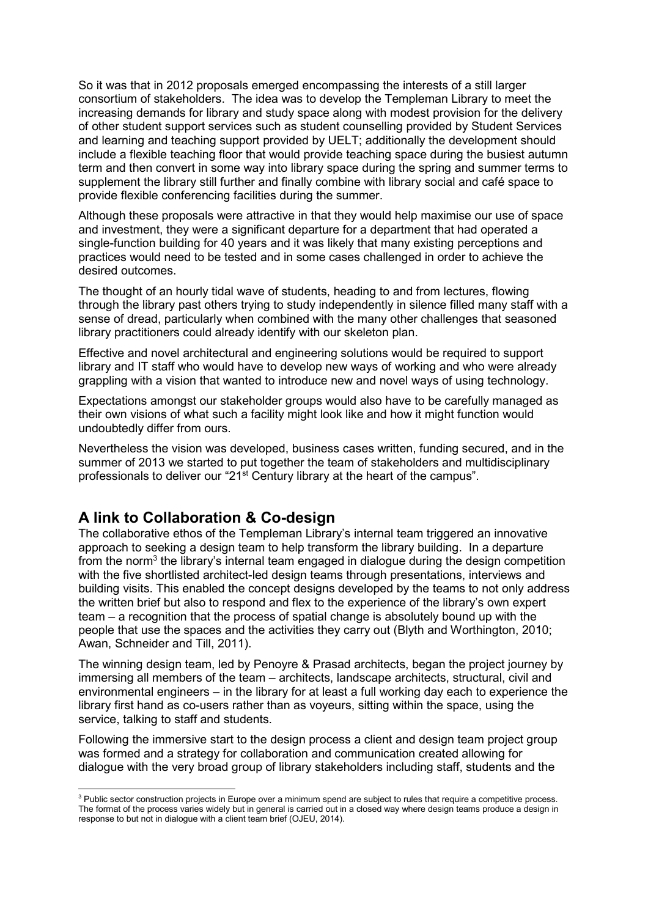So it was that in 2012 proposals emerged encompassing the interests of a still larger consortium of stakeholders. The idea was to develop the Templeman Library to meet the increasing demands for library and study space along with modest provision for the delivery of other student support services such as student counselling provided by Student Services and learning and teaching support provided by UELT; additionally the development should include a flexible teaching floor that would provide teaching space during the busiest autumn term and then convert in some way into library space during the spring and summer terms to supplement the library still further and finally combine with library social and café space to provide flexible conferencing facilities during the summer.

Although these proposals were attractive in that they would help maximise our use of space and investment, they were a significant departure for a department that had operated a single-function building for 40 years and it was likely that many existing perceptions and practices would need to be tested and in some cases challenged in order to achieve the desired outcomes.

The thought of an hourly tidal wave of students, heading to and from lectures, flowing through the library past others trying to study independently in silence filled many staff with a sense of dread, particularly when combined with the many other challenges that seasoned library practitioners could already identify with our skeleton plan.

Effective and novel architectural and engineering solutions would be required to support library and IT staff who would have to develop new ways of working and who were already grappling with a vision that wanted to introduce new and novel ways of using technology.

Expectations amongst our stakeholder groups would also have to be carefully managed as their own visions of what such a facility might look like and how it might function would undoubtedly differ from ours.

Nevertheless the vision was developed, business cases written, funding secured, and in the summer of 2013 we started to put together the team of stakeholders and multidisciplinary professionals to deliver our "21st Century library at the heart of the campus".

## A link to Collaboration & Co-design

The collaborative ethos of the Templeman Library's internal team triggered an innovative approach to seeking a design team to help transform the library building. In a departure from the norm[3] the library's internal team engaged in dialogue during the design competition with the five shortlisted architect-led design teams through presentations, interviews and building visits. This enabled the concept designs developed by the teams to not only address the written brief but also to respond and flex to the experience of the library's own expert team – a recognition that the process of spatial change is absolutely bound up with the people that use the spaces and the activities they carry out (Blyth and Worthington, 2010; Awan, Schneider and Till, 2011).

The winning design team, led by Penoyre & Prasad architects, began the project journey by immersing all members of the team – architects, landscape architects, structural, civil and environmental engineers – in the library for at least a full working day each to experience the library first hand as co-users rather than as voyeurs, sitting within the space, using the service, talking to staff and students.

Following the immersive start to the design process a client and design team project group was formed and a strategy for collaboration and communication created allowing for dialogue with the very broad group of library stakeholders including staff, students and the

[3] Public sector construction projects in Europe over a minimum spend are subject to rules that require a competitive process. The format of the process varies widely but in general is carried out in a closed way where design teams produce a design in response to but not in dialogue with a client team brief (OJEU, 2014).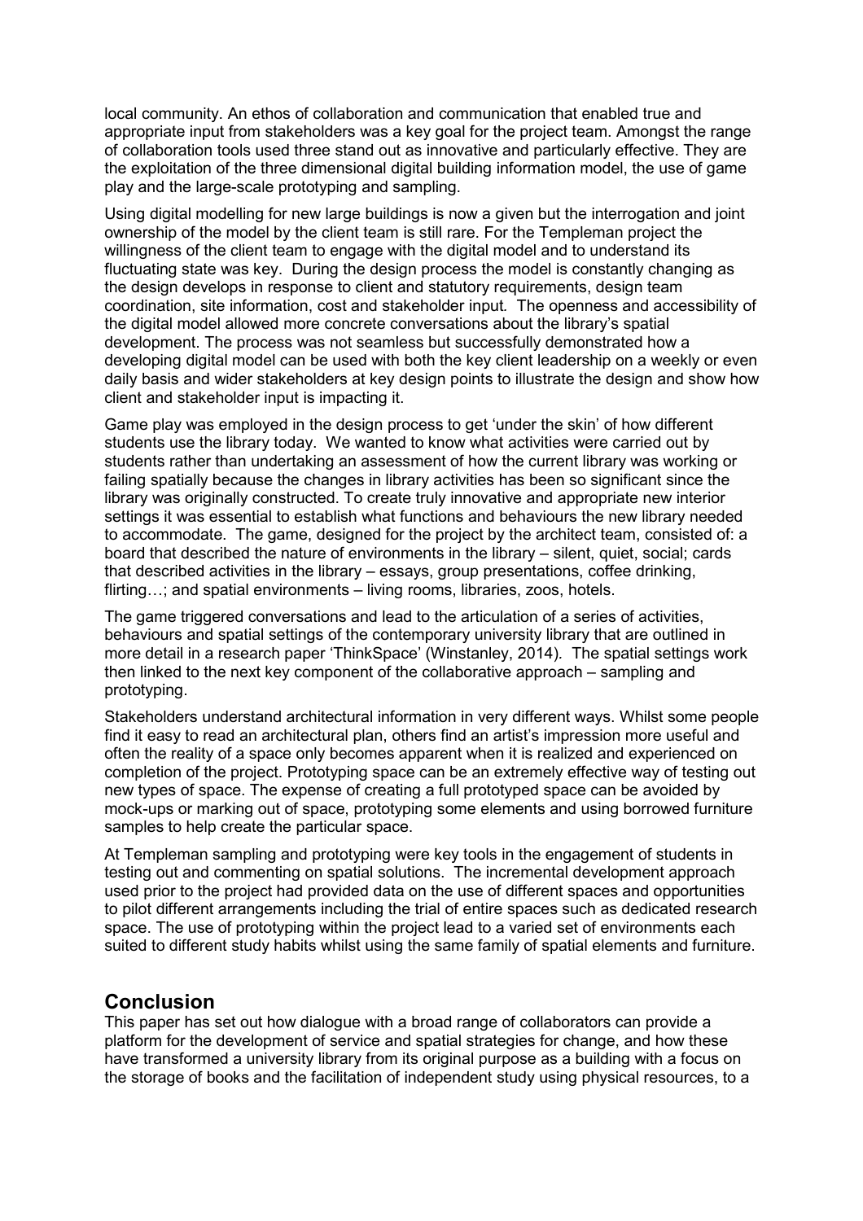local community. An ethos of collaboration and communication that enabled true and appropriate input from stakeholders was a key goal for the project team. Amongst the range of collaboration tools used three stand out as innovative and particularly effective. They are the exploitation of the three dimensional digital building information model, the use of game play and the large-scale prototyping and sampling.

Using digital modelling for new large buildings is now a given but the interrogation and joint ownership of the model by the client team is still rare. For the Templeman project the willingness of the client team to engage with the digital model and to understand its fluctuating state was key. During the design process the model is constantly changing as the design develops in response to client and statutory requirements, design team coordination, site information, cost and stakeholder input. The openness and accessibility of the digital model allowed more concrete conversations about the library's spatial development. The process was not seamless but successfully demonstrated how a developing digital model can be used with both the key client leadership on a weekly or even daily basis and wider stakeholders at key design points to illustrate the design and show how client and stakeholder input is impacting it.

Game play was employed in the design process to get 'under the skin' of how different students use the library today. We wanted to know what activities were carried out by students rather than undertaking an assessment of how the current library was working or failing spatially because the changes in library activities has been so significant since the library was originally constructed. To create truly innovative and appropriate new interior settings it was essential to establish what functions and behaviours the new library needed to accommodate. The game, designed for the project by the architect team, consisted of: a board that described the nature of environments in the library – silent, quiet, social; cards that described activities in the library – essays, group presentations, coffee drinking, flirting…; and spatial environments – living rooms, libraries, zoos, hotels.

The game triggered conversations and lead to the articulation of a series of activities, behaviours and spatial settings of the contemporary university library that are outlined in more detail in a research paper 'ThinkSpace' (Winstanley, 2014). The spatial settings work then linked to the next key component of the collaborative approach – sampling and prototyping.

Stakeholders understand architectural information in very different ways. Whilst some people find it easy to read an architectural plan, others find an artist's impression more useful and often the reality of a space only becomes apparent when it is realized and experienced on completion of the project. Prototyping space can be an extremely effective way of testing out new types of space. The expense of creating a full prototyped space can be avoided by mock-ups or marking out of space, prototyping some elements and using borrowed furniture samples to help create the particular space.

At Templeman sampling and prototyping were key tools in the engagement of students in testing out and commenting on spatial solutions. The incremental development approach used prior to the project had provided data on the use of different spaces and opportunities to pilot different arrangements including the trial of entire spaces such as dedicated research space. The use of prototyping within the project lead to a varied set of environments each suited to different study habits whilst using the same family of spatial elements and furniture.

## Conclusion

This paper has set out how dialogue with a broad range of collaborators can provide a platform for the development of service and spatial strategies for change, and how these have transformed a university library from its original purpose as a building with a focus on the storage of books and the facilitation of independent study using physical resources, to a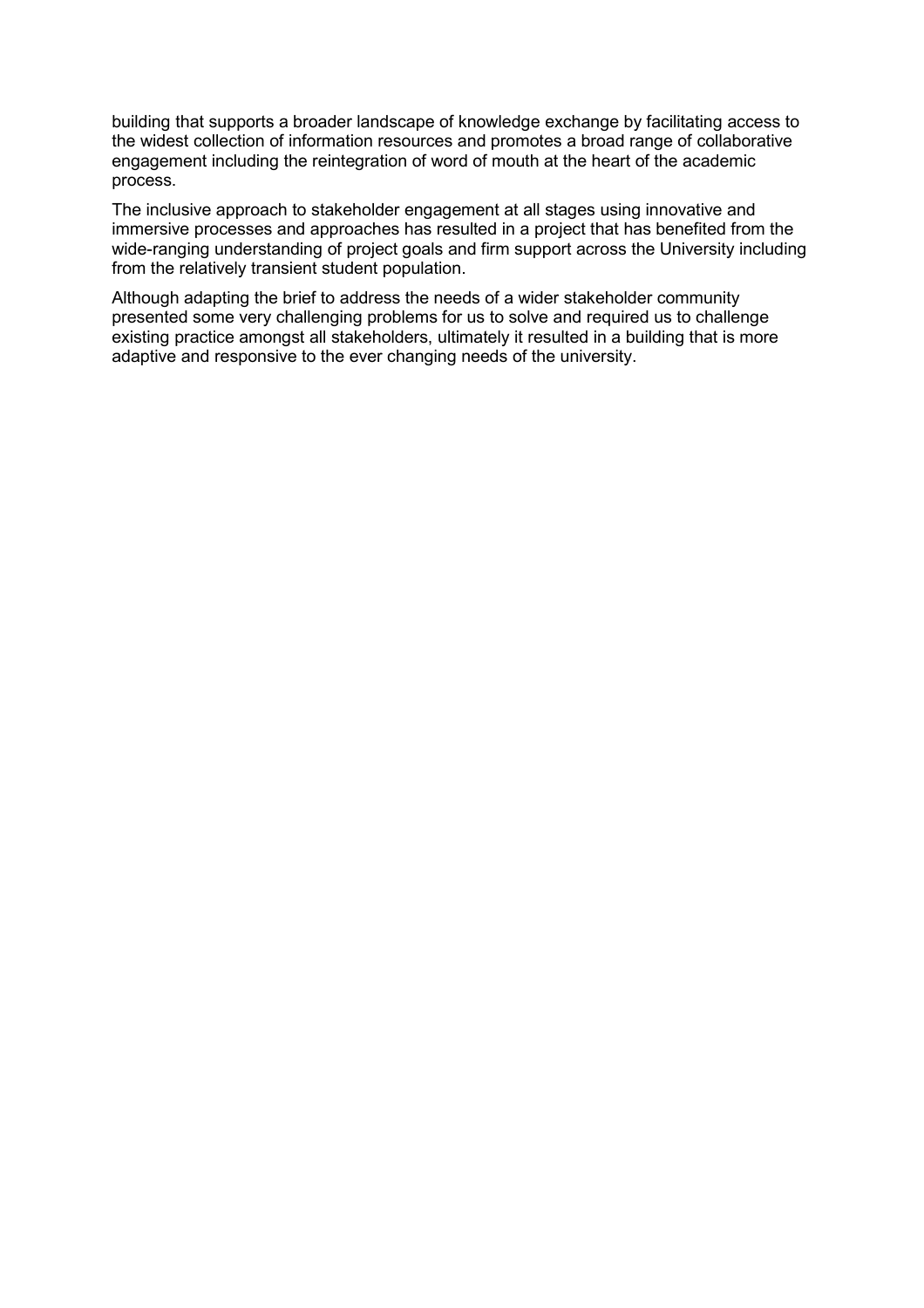building that supports a broader landscape of knowledge exchange by facilitating access to the widest collection of information resources and promotes a broad range of collaborative engagement including the reintegration of word of mouth at the heart of the academic process.

The inclusive approach to stakeholder engagement at all stages using innovative and immersive processes and approaches has resulted in a project that has benefited from the wide-ranging understanding of project goals and firm support across the University including from the relatively transient student population.

Although adapting the brief to address the needs of a wider stakeholder community presented some very challenging problems for us to solve and required us to challenge existing practice amongst all stakeholders, ultimately it resulted in a building that is more adaptive and responsive to the ever changing needs of the university.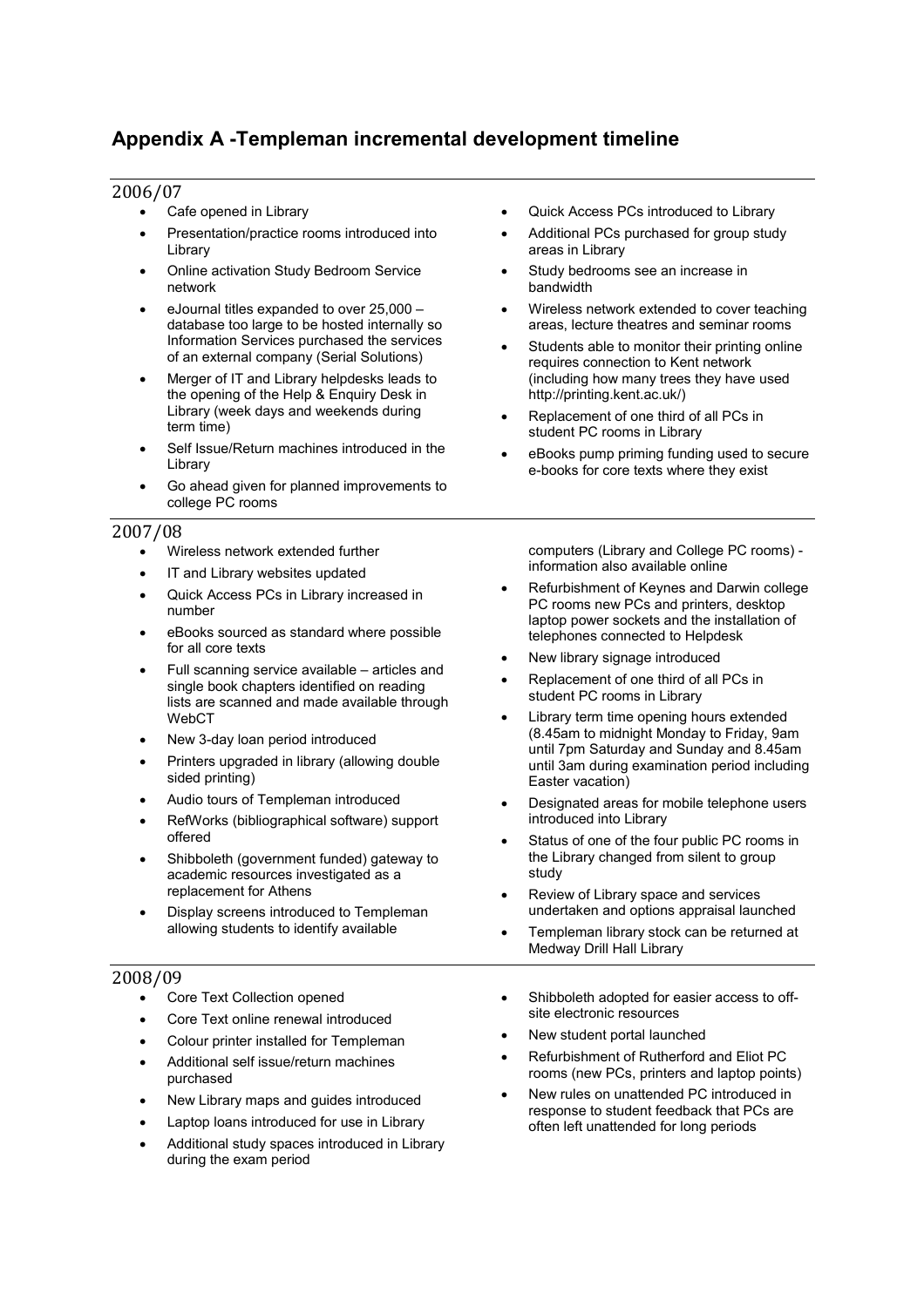# Appendix A -Templeman incremental development timeline

## 2006/07

- Cafe opened in Library
- Presentation/practice rooms introduced into Library
- Online activation Study Bedroom Service network
- eJournal titles expanded to over 25,000 – database too large to be hosted internally so Information Services purchased the services of an external company (Serial Solutions)
- Merger of IT and Library helpdesks leads to the opening of the Help & Enquiry Desk in Library (week days and weekends during term time)
- Self Issue/Return machines introduced in the Library
- Go ahead given for planned improvements to college PC rooms
- Quick Access PCs introduced to Library
- Additional PCs purchased for group study areas in Library
- Study bedrooms see an increase in bandwidth
- Wireless network extended to cover teaching areas, lecture theatres and seminar rooms
- Students able to monitor their printing online requires connection to Kent network (including how many trees they have used http://printing.kent.ac.uk/)
- Replacement of one third of all PCs in student PC rooms in Library
- eBooks pump priming funding used to secure e-books for core texts where they exist

## 2007/08

- Wireless network extended further
- IT and Library websites updated
- Quick Access PCs in Library increased in number
- eBooks sourced as standard where possible for all core texts
- Full scanning service available – articles and single book chapters identified on reading lists are scanned and made available through WebCT
- New 3-day loan period introduced
- Printers upgraded in library (allowing double sided printing)
- Audio tours of Templeman introduced
- RefWorks (bibliographical software) support offered
- Shibboleth (government funded) gateway to academic resources investigated as a replacement for Athens
- Display screens introduced to Templeman allowing students to identify available computers (Library and College PC rooms) - information also available online
- Refurbishment of Keynes and Darwin college PC rooms new PCs and printers, desktop laptop power sockets and the installation of telephones connected to Helpdesk
- New library signage introduced
- Replacement of one third of all PCs in student PC rooms in Library
- Library term time opening hours extended (8.45am to midnight Monday to Friday, 9am until 7pm Saturday and Sunday and 8.45am until 3am during examination period including Easter vacation)
- Designated areas for mobile telephone users introduced into Library
- Status of one of the four public PC rooms in the Library changed from silent to group study
- Review of Library space and services undertaken and options appraisal launched
- Templeman library stock can be returned at Medway Drill Hall Library

## 2008/09

- Core Text Collection opened
- Core Text online renewal introduced
- Colour printer installed for Templeman
- Additional self issue/return machines purchased
- New Library maps and guides introduced
- Laptop loans introduced for use in Library
- Additional study spaces introduced in Library during the exam period
- Shibboleth adopted for easier access to off-site electronic resources
- New student portal launched
- Refurbishment of Rutherford and Eliot PC rooms (new PCs, printers and laptop points)
- New rules on unattended PC introduced in response to student feedback that PCs are often left unattended for long periods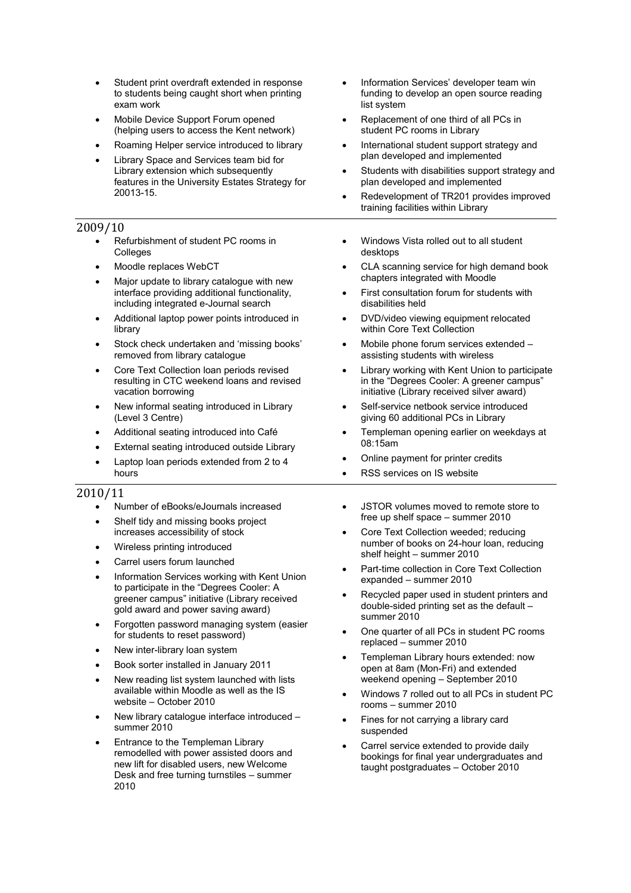- Student print overdraft extended in response to students being caught short when printing exam work
- Mobile Device Support Forum opened (helping users to access the Kent network)
- Roaming Helper service introduced to library
- Library Space and Services team bid for Library extension which subsequently features in the University Estates Strategy for 20013-15.
- Information Services' developer team win funding to develop an open source reading list system
- Replacement of one third of all PCs in student PC rooms in Library
- International student support strategy and plan developed and implemented
- Students with disabilities support strategy and plan developed and implemented
- Redevelopment of TR201 provides improved training facilities within Library

## 2009/10

- Refurbishment of student PC rooms in Colleges
- Moodle replaces WebCT
- Major update to library catalogue with new interface providing additional functionality, including integrated e-Journal search
- Additional laptop power points introduced in library
- Stock check undertaken and 'missing books' removed from library catalogue
- Core Text Collection loan periods revised resulting in CTC weekend loans and revised vacation borrowing
- New informal seating introduced in Library (Level 3 Centre)
- Additional seating introduced into Café
- External seating introduced outside Library
- Laptop loan periods extended from 2 to 4 hours
- Windows Vista rolled out to all student desktops
- CLA scanning service for high demand book chapters integrated with Moodle
- First consultation forum for students with disabilities held
- DVD/video viewing equipment relocated within Core Text Collection
- Mobile phone forum services extended – assisting students with wireless
- Library working with Kent Union to participate in the "Degrees Cooler: A greener campus" initiative (Library received silver award)
- Self-service netbook service introduced giving 60 additional PCs in Library
- Templeman opening earlier on weekdays at 08:15am
- Online payment for printer credits
- RSS services on IS website

## 2010/11

- Number of eBooks/eJournals increased
- Shelf tidy and missing books project increases accessibility of stock
- Wireless printing introduced
- Carrel users forum launched
- Information Services working with Kent Union to participate in the "Degrees Cooler: A greener campus" initiative (Library received gold award and power saving award)
- Forgotten password managing system (easier for students to reset password)
- New inter-library loan system
- Book sorter installed in January 2011
- New reading list system launched with lists available within Moodle as well as the IS website – October 2010
- New library catalogue interface introduced – summer 2010
- Entrance to the Templeman Library remodelled with power assisted doors and new lift for disabled users, new Welcome Desk and free turning turnstiles – summer 2010
- JSTOR volumes moved to remote store to free up shelf space – summer 2010
- Core Text Collection weeded; reducing number of books on 24-hour loan, reducing shelf height – summer 2010
- Part-time collection in Core Text Collection expanded – summer 2010
- Recycled paper used in student printers and double-sided printing set as the default – summer 2010
- One quarter of all PCs in student PC rooms replaced – summer 2010
- Templeman Library hours extended: now open at 8am (Mon-Fri) and extended weekend opening – September 2010
- Windows 7 rolled out to all PCs in student PC rooms – summer 2010
- Fines for not carrying a library card suspended
- Carrel service extended to provide daily bookings for final year undergraduates and taught postgraduates – October 2010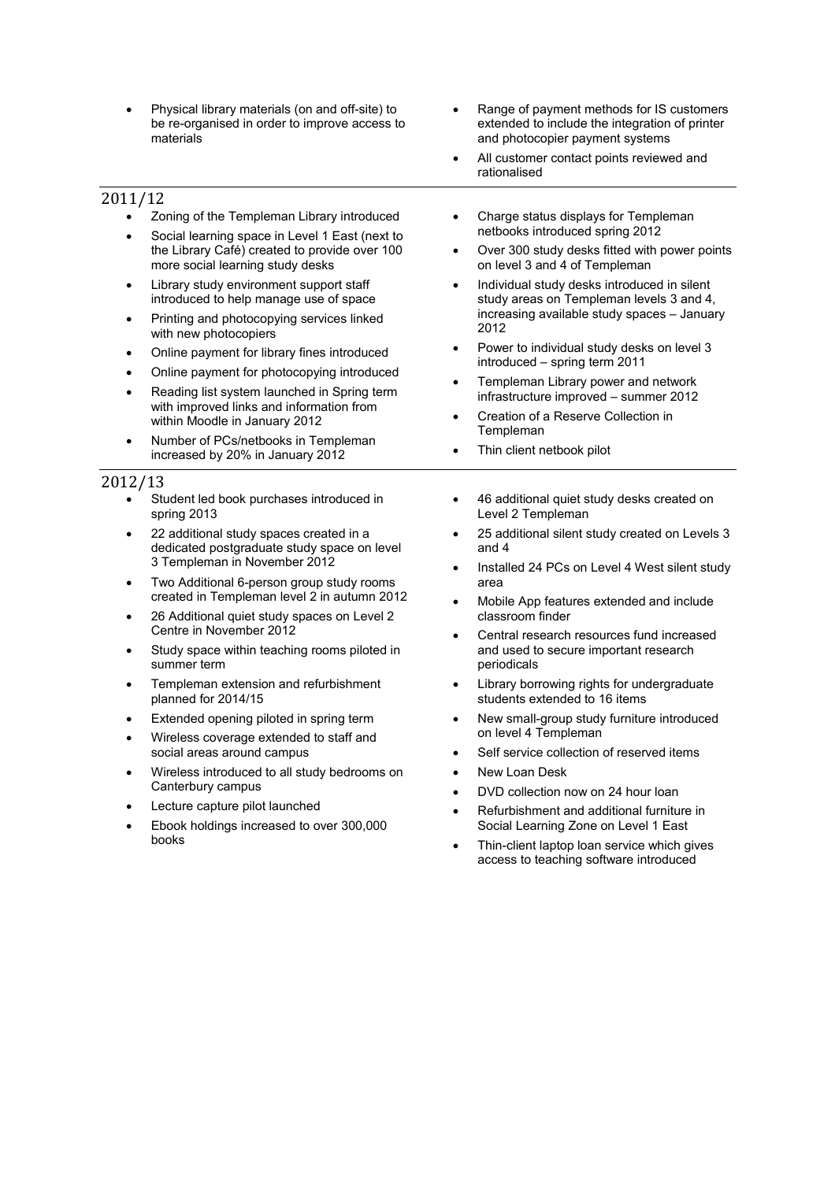- Physical library materials (on and off-site) to be re-organised in order to improve access to materials
- Range of payment methods for IS customers extended to include the integration of printer and photocopier payment systems
- All customer contact points reviewed and rationalised

## 2011/12

- Zoning of the Templeman Library introduced
- Social learning space in Level 1 East (next to the Library Café) created to provide over 100 more social learning study desks
- Library study environment support staff introduced to help manage use of space
- Printing and photocopying services linked with new photocopiers
- Online payment for library fines introduced
- Online payment for photocopying introduced
- Reading list system launched in Spring term with improved links and information from within Moodle in January 2012
- Number of PCs/netbooks in Templeman increased by 20% in January 2012
- Charge status displays for Templeman netbooks introduced spring 2012
- Over 300 study desks fitted with power points on level 3 and 4 of Templeman
- Individual study desks introduced in silent study areas on Templeman levels 3 and 4, increasing available study spaces – January 2012
- Power to individual study desks on level 3 introduced – spring term 2011
- Templeman Library power and network infrastructure improved – summer 2012
- Creation of a Reserve Collection in Templeman
- Thin client netbook pilot

## 2012/13

- Student led book purchases introduced in spring 2013
- 22 additional study spaces created in a dedicated postgraduate study space on level 3 Templeman in November 2012
- Two Additional 6-person group study rooms created in Templeman level 2 in autumn 2012
- 26 Additional quiet study spaces on Level 2 Centre in November 2012
- Study space within teaching rooms piloted in summer term
- Templeman extension and refurbishment planned for 2014/15
- Extended opening piloted in spring term
- Wireless coverage extended to staff and social areas around campus
- Wireless introduced to all study bedrooms on Canterbury campus
- Lecture capture pilot launched
- Ebook holdings increased to over 300,000 books
- 46 additional quiet study desks created on Level 2 Templeman
- 25 additional silent study created on Levels 3 and 4
- Installed 24 PCs on Level 4 West silent study area
- Mobile App features extended and include classroom finder
- Central research resources fund increased and used to secure important research periodicals
- Library borrowing rights for undergraduate students extended to 16 items
- New small-group study furniture introduced on level 4 Templeman
- Self service collection of reserved items
- New Loan Desk
- DVD collection now on 24 hour loan
- Refurbishment and additional furniture in Social Learning Zone on Level 1 East
- Thin-client laptop loan service which gives access to teaching software introduced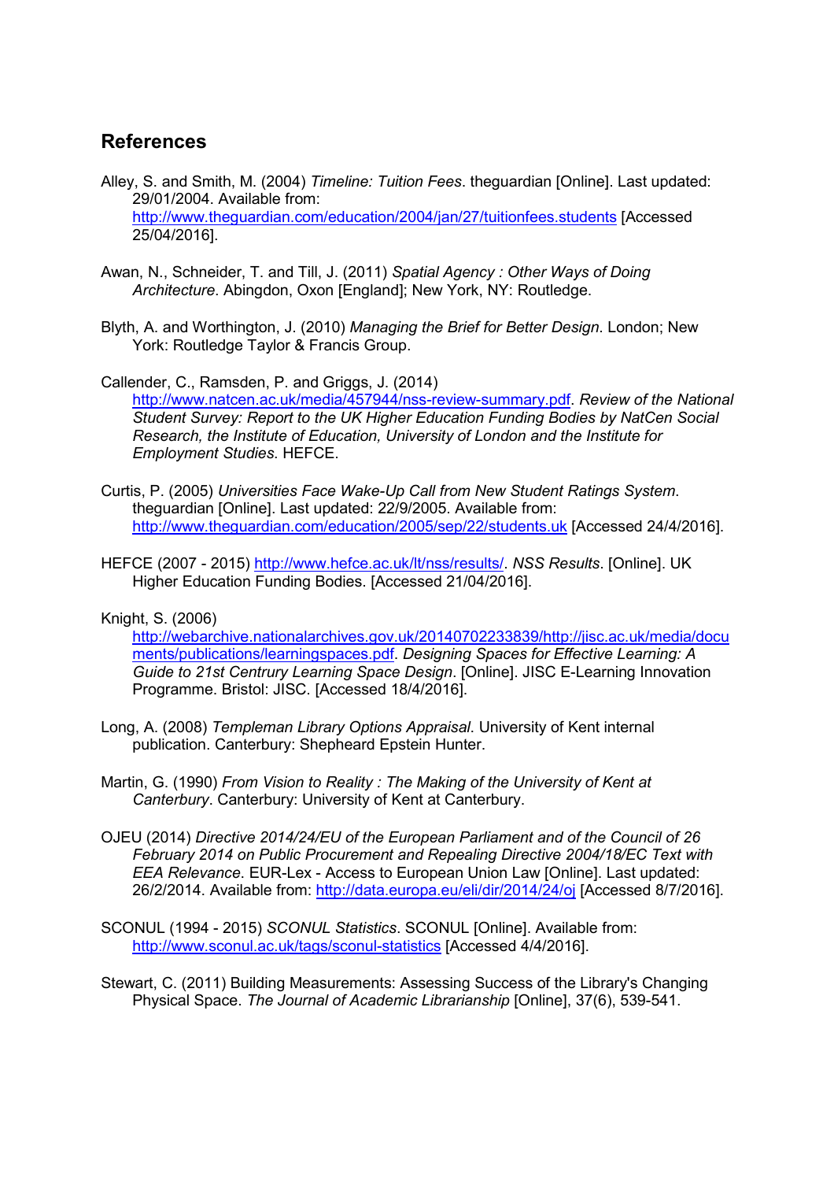## References

Alley, S. and Smith, M. (2004) *Timeline: Tuition Fees*. theguardian [Online]. Last updated: 29/01/2004. Available from: http://www.theguardian.com/education/2004/jan/27/tuitionfees.students [Accessed 25/04/2016].

Awan, N., Schneider, T. and Till, J. (2011) *Spatial Agency : Other Ways of Doing Architecture*. Abingdon, Oxon [England]; New York, NY: Routledge.

Blyth, A. and Worthington, J. (2010) *Managing the Brief for Better Design*. London; New York: Routledge Taylor & Francis Group.

Callender, C., Ramsden, P. and Griggs, J. (2014) http://www.natcen.ac.uk/media/457944/nss-review-summary.pdf. *Review of the National Student Survey: Report to the UK Higher Education Funding Bodies by NatCen Social Research, the Institute of Education, University of London and the Institute for Employment Studies.* HEFCE.

Curtis, P. (2005) *Universities Face Wake-Up Call from New Student Ratings System*. theguardian [Online]. Last updated: 22/9/2005. Available from: http://www.theguardian.com/education/2005/sep/22/students.uk [Accessed 24/4/2016].

HEFCE (2007 - 2015) http://www.hefce.ac.uk/lt/nss/results/. *NSS Results*. [Online]. UK Higher Education Funding Bodies. [Accessed 21/04/2016].

Knight, S. (2006) http://webarchive.nationalarchives.gov.uk/20140702233839/http://jisc.ac.uk/media/documents/publications/learningspaces.pdf. *Designing Spaces for Effective Learning: A Guide to 21st Centrury Learning Space Design*. [Online]. JISC E-Learning Innovation Programme. Bristol: JISC. [Accessed 18/4/2016].

Long, A. (2008) *Templeman Library Options Appraisal*. University of Kent internal publication. Canterbury: Shepheard Epstein Hunter.

Martin, G. (1990) *From Vision to Reality : The Making of the University of Kent at Canterbury*. Canterbury: University of Kent at Canterbury.

OJEU (2014) *Directive 2014/24/EU of the European Parliament and of the Council of 26 February 2014 on Public Procurement and Repealing Directive 2004/18/EC Text with EEA Relevance.* EUR-Lex - Access to European Union Law [Online]. Last updated: 26/2/2014. Available from: http://data.europa.eu/eli/dir/2014/24/oj [Accessed 8/7/2016].

SCONUL (1994 - 2015) *SCONUL Statistics*. SCONUL [Online]. Available from: http://www.sconul.ac.uk/tags/sconul-statistics [Accessed 4/4/2016].

Stewart, C. (2011) Building Measurements: Assessing Success of the Library's Changing Physical Space. *The Journal of Academic Librarianship* [Online], 37(6), 539-541.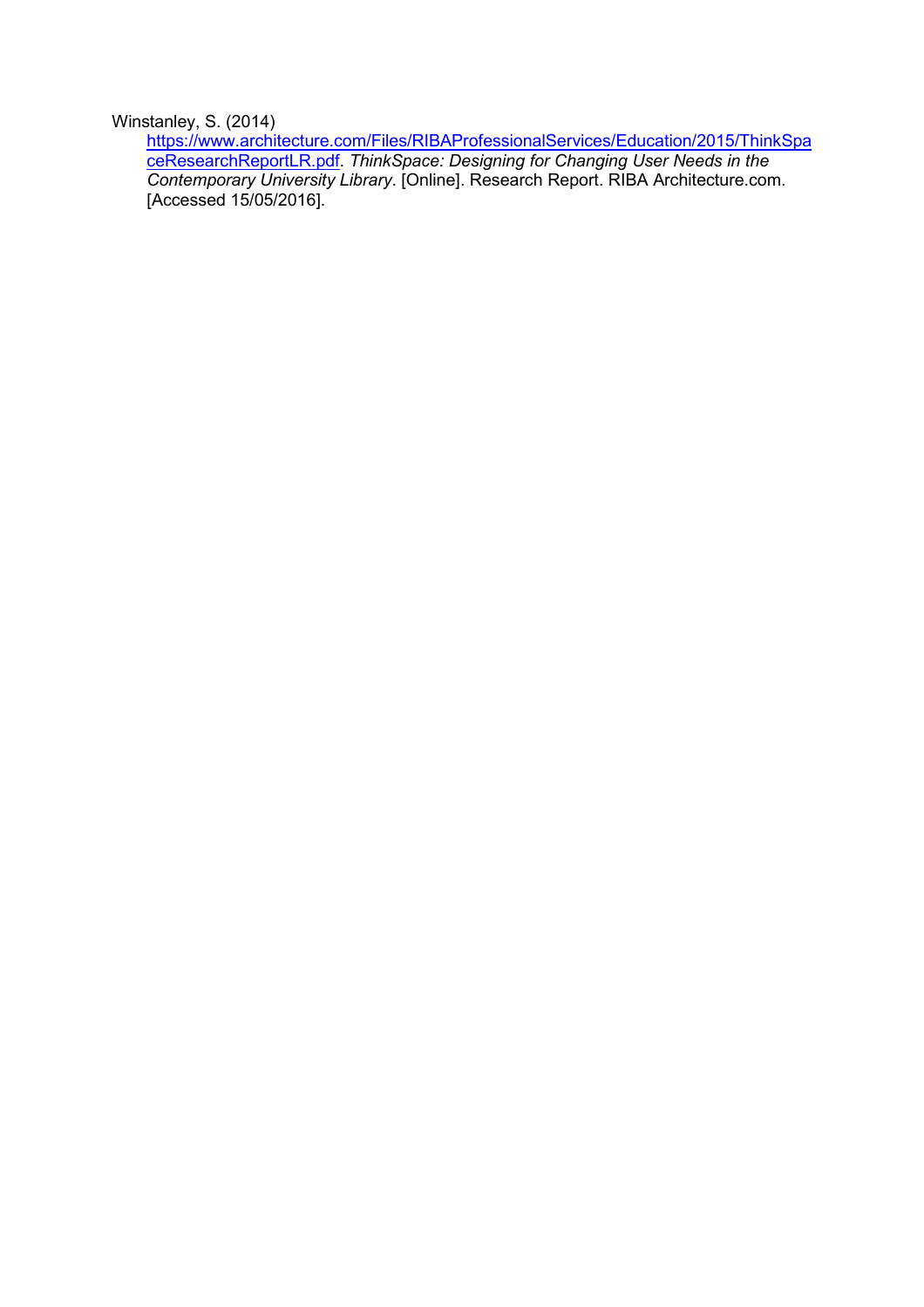Winstanley, S. (2014) https://www.architecture.com/Files/RIBAProfessionalServices/Education/2015/ThinkSpaceResearchReportLR.pdf. *ThinkSpace: Designing for Changing User Needs in the Contemporary University Library*. [Online]. Research Report. RIBA Architecture.com. [Accessed 15/05/2016].